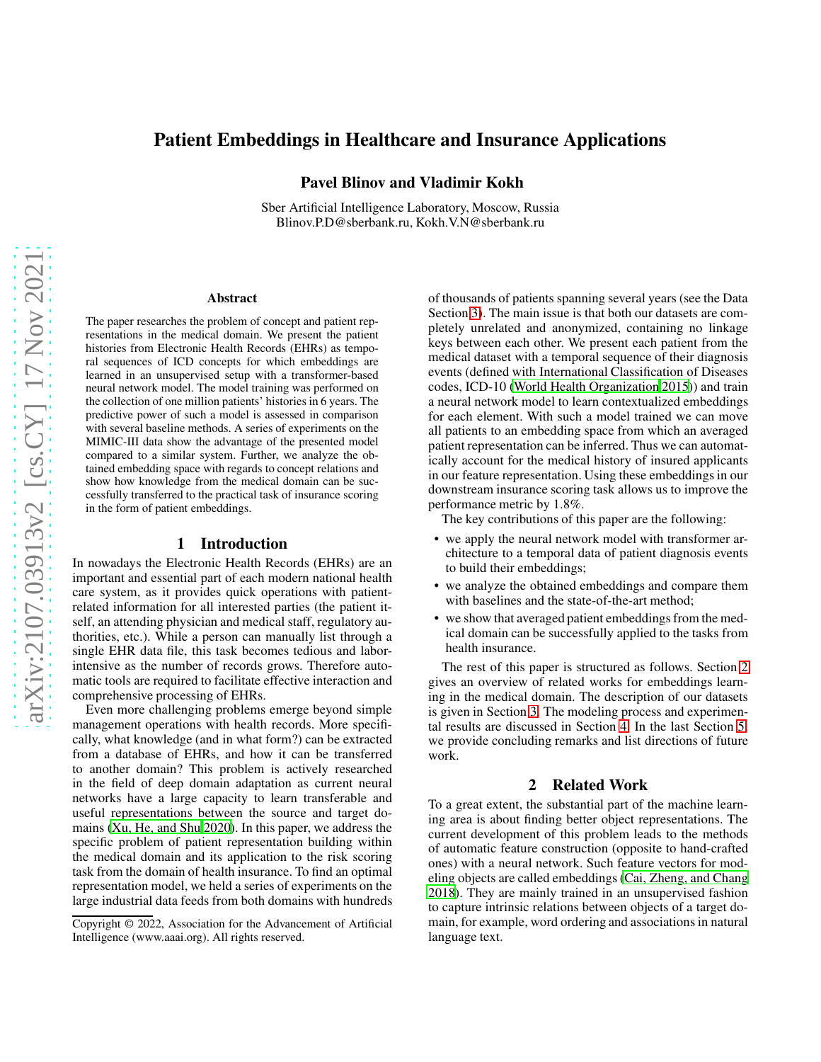# Patient Embeddings in Healthcare and Insurance Applications

**Pavel Blinov and Vladimir Kokh**

Sber Artificial Intelligence Laboratory, Moscow, Russia
Blinov.P.D@sberbank.ru, Kokh.V.N@sberbank.ru

## Abstract

The paper researches the problem of concept and patient representations in the medical domain. We present the patient histories from Electronic Health Records (EHRs) as temporal sequences of ICD concepts for which embeddings are learned in an unsupervised setup with a transformer-based neural network model. The model training was performed on the collection of one million patients' histories in 6 years. The predictive power of such a model is assessed in comparison with several baseline methods. A series of experiments on the MIMIC-III data show the advantage of the presented model compared to a similar system. Further, we analyze the obtained embedding space with regards to concept relations and show how knowledge from the medical domain can be successfully transferred to the practical task of insurance scoring in the form of patient embeddings.

## 1 Introduction

In nowadays the Electronic Health Records (EHRs) are an important and essential part of each modern national health care system, as it provides quick operations with patient-related information for all interested parties (the patient itself, an attending physician and medical staff, regulatory authorities, etc.). While a person can manually list through a single EHR data file, this task becomes tedious and labor-intensive as the number of records grows. Therefore automatic tools are required to facilitate effective interaction and comprehensive processing of EHRs.

Even more challenging problems emerge beyond simple management operations with health records. More specifically, what knowledge (and in what form?) can be extracted from a database of EHRs, and how it can be transferred to another domain? This problem is actively researched in the field of deep domain adaptation as current neural networks have a large capacity to learn transferable and useful representations between the source and target domains (Xu, He, and Shu 2020). In this paper, we address the specific problem of patient representation building within the medical domain and its application to the risk scoring task from the domain of health insurance. To find an optimal representation model, we held a series of experiments on the large industrial data feeds from both domains with hundreds of thousands of patients spanning several years (see the Data Section 3). The main issue is that both our datasets are completely unrelated and anonymized, containing no linkage keys between each other. We present each patient from the medical dataset with a temporal sequence of their diagnosis events (defined with International Classification of Diseases codes, ICD-10 (World Health Organization 2015)) and train a neural network model to learn contextualized embeddings for each element. With such a model trained we can move all patients to an embedding space from which an averaged patient representation can be inferred. Thus we can automatically account for the medical history of insured applicants in our feature representation. Using these embeddings in our downstream insurance scoring task allows us to improve the performance metric by 1.8%.

The key contributions of this paper are the following:

- we apply the neural network model with transformer architecture to a temporal data of patient diagnosis events to build their embeddings;
- we analyze the obtained embeddings and compare them with baselines and the state-of-the-art method;
- we show that averaged patient embeddings from the medical domain can be successfully applied to the tasks from health insurance.

The rest of this paper is structured as follows. Section 2 gives an overview of related works for embeddings learning in the medical domain. The description of our datasets is given in Section 3. The modeling process and experimental results are discussed in Section 4. In the last Section 5, we provide concluding remarks and list directions of future work.

## 2 Related Work

To a great extent, the substantial part of the machine learning area is about finding better object representations. The current development of this problem leads to the methods of automatic feature construction (opposite to hand-crafted ones) with a neural network. Such feature vectors for modeling objects are called embeddings (Cai, Zheng, and Chang 2018). They are mainly trained in an unsupervised fashion to capture intrinsic relations between objects of a target domain, for example, word ordering and associations in natural language text.

Copyright © 2022, Association for the Advancement of Artificial Intelligence (www.aaai.org). All rights reserved.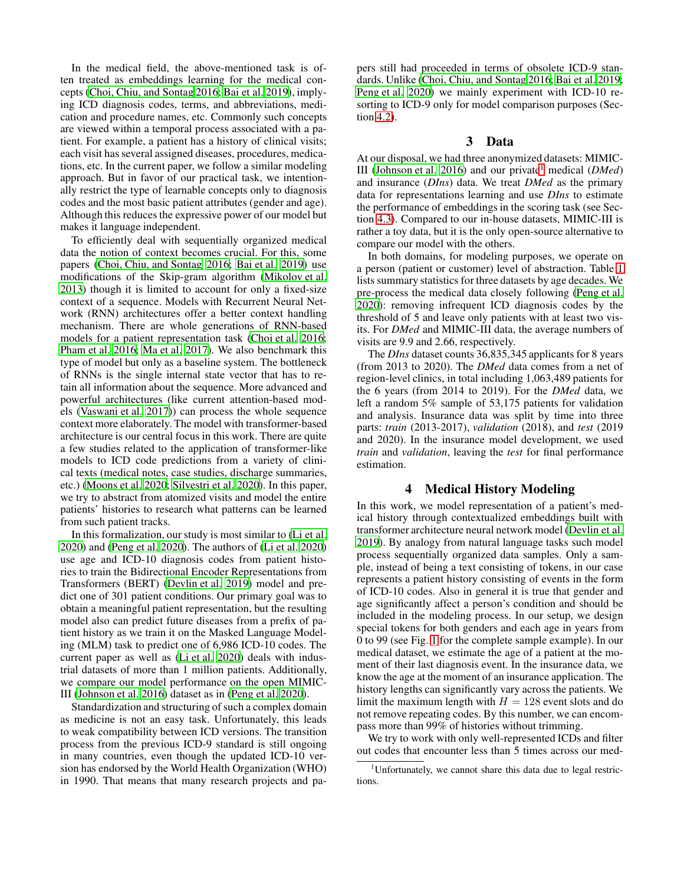In the medical field, the above-mentioned task is often treated as embeddings learning for the medical concepts (Choi, Chiu, and Sontag 2016; Bai et al. 2019), implying ICD diagnosis codes, terms, and abbreviations, medication and procedure names, etc. Commonly such concepts are viewed within a temporal process associated with a patient. For example, a patient has a history of clinical visits; each visit has several assigned diseases, procedures, medications, etc. In the current paper, we follow a similar modeling approach. But in favor of our practical task, we intentionally restrict the type of learnable concepts only to diagnosis codes and the most basic patient attributes (gender and age). Although this reduces the expressive power of our model but makes it language independent.

To efficiently deal with sequentially organized medical data the notion of context becomes crucial. For this, some papers (Choi, Chiu, and Sontag 2016; Bai et al. 2019) use modifications of the Skip-gram algorithm (Mikolov et al. 2013) though it is limited to account for only a fixed-size context of a sequence. Models with Recurrent Neural Network (RNN) architectures offer a better context handling mechanism. There are whole generations of RNN-based models for a patient representation task (Choi et al. 2016; Pham et al. 2016; Ma et al. 2017). We also benchmark this type of model but only as a baseline system. The bottleneck of RNNs is the single internal state vector that has to retain all information about the sequence. More advanced and powerful architectures (like current attention-based models (Vaswani et al. 2017)) can process the whole sequence context more elaborately. The model with transformer-based architecture is our central focus in this work. There are quite a few studies related to the application of transformer-like models to ICD code predictions from a variety of clinical texts (medical notes, case studies, discharge summaries, etc.) (Moons et al. 2020; Silvestri et al. 2020). In this paper, we try to abstract from atomized visits and model the entire patients' histories to research what patterns can be learned from such patient tracks.

In this formalization, our study is most similar to (Li et al. 2020) and (Peng et al. 2020). The authors of (Li et al. 2020) use age and ICD-10 diagnosis codes from patient histories to train the Bidirectional Encoder Representations from Transformers (BERT) (Devlin et al. 2019) model and predict one of 301 patient conditions. Our primary goal was to obtain a meaningful patient representation, but the resulting model also can predict future diseases from a prefix of patient history as we train it on the Masked Language Modeling (MLM) task to predict one of 6,986 ICD-10 codes. The current paper as well as (Li et al. 2020) deals with industrial datasets of more than 1 million patients. Additionally, we compare our model performance on the open MIMIC-III (Johnson et al. 2016) dataset as in (Peng et al. 2020).

Standardization and structuring of such a complex domain as medicine is not an easy task. Unfortunately, this leads to weak compatibility between ICD versions. The transition process from the previous ICD-9 standard is still ongoing in many countries, even though the updated ICD-10 version has endorsed by the World Health Organization (WHO) in 1990. That means that many research projects and papers still had proceeded in terms of obsolete ICD-9 standards. Unlike (Choi, Chiu, and Sontag 2016; Bai et al. 2019; Peng et al. 2020) we mainly experiment with ICD-10 resorting to ICD-9 only for model comparison purposes (Section 4.2).

## 3 Data

At our disposal, we had three anonymized datasets: MIMIC-III (Johnson et al. 2016) and our private[1] medical (*DMed*) and insurance (*DIns*) data. We treat *DMed* as the primary data for representations learning and use *DIns* to estimate the performance of embeddings in the scoring task (see Section 4.3). Compared to our in-house datasets, MIMIC-III is rather a toy data, but it is the only open-source alternative to compare our model with the others.

In both domains, for modeling purposes, we operate on a person (patient or customer) level of abstraction. Table 1 lists summary statistics for three datasets by age decades. We pre-process the medical data closely following (Peng et al. 2020): removing infrequent ICD diagnosis codes by the threshold of 5 and leave only patients with at least two visits. For *DMed* and MIMIC-III data, the average numbers of visits are 9.9 and 2.66, respectively.

The *DIns* dataset counts 36,835,345 applicants for 8 years (from 2013 to 2020). The *DMed* data comes from a net of region-level clinics, in total including 1,063,489 patients for the 6 years (from 2014 to 2019). For the *DMed* data, we left a random 5% sample of 53,175 patients for validation and analysis. Insurance data was split by time into three parts: *train* (2013-2017), *validation* (2018), and *test* (2019 and 2020). In the insurance model development, we used *train* and *validation*, leaving the *test* for final performance estimation.

## 4 Medical History Modeling

In this work, we model representation of a patient's medical history through contextualized embeddings built with transformer architecture neural network model (Devlin et al. 2019). By analogy from natural language tasks such model process sequentially organized data samples. Only a sample, instead of being a text consisting of tokens, in our case represents a patient history consisting of events in the form of ICD-10 codes. Also in general it is true that gender and age significantly affect a person's condition and should be included in the modeling process. In our setup, we design special tokens for both genders and each age in years from 0 to 99 (see Fig. 1 for the complete sample example). In our medical dataset, we estimate the age of a patient at the moment of their last diagnosis event. In the insurance data, we know the age at the moment of an insurance application. The history lengths can significantly vary across the patients. We limit the maximum length with $H = 128$ event slots and do not remove repeating codes. By this number, we can encompass more than 99% of histories without trimming.

We try to work with only well-represented ICDs and filter out codes that encounter less than 5 times across our med-

[1] Unfortunately, we cannot share this data due to legal restrictions.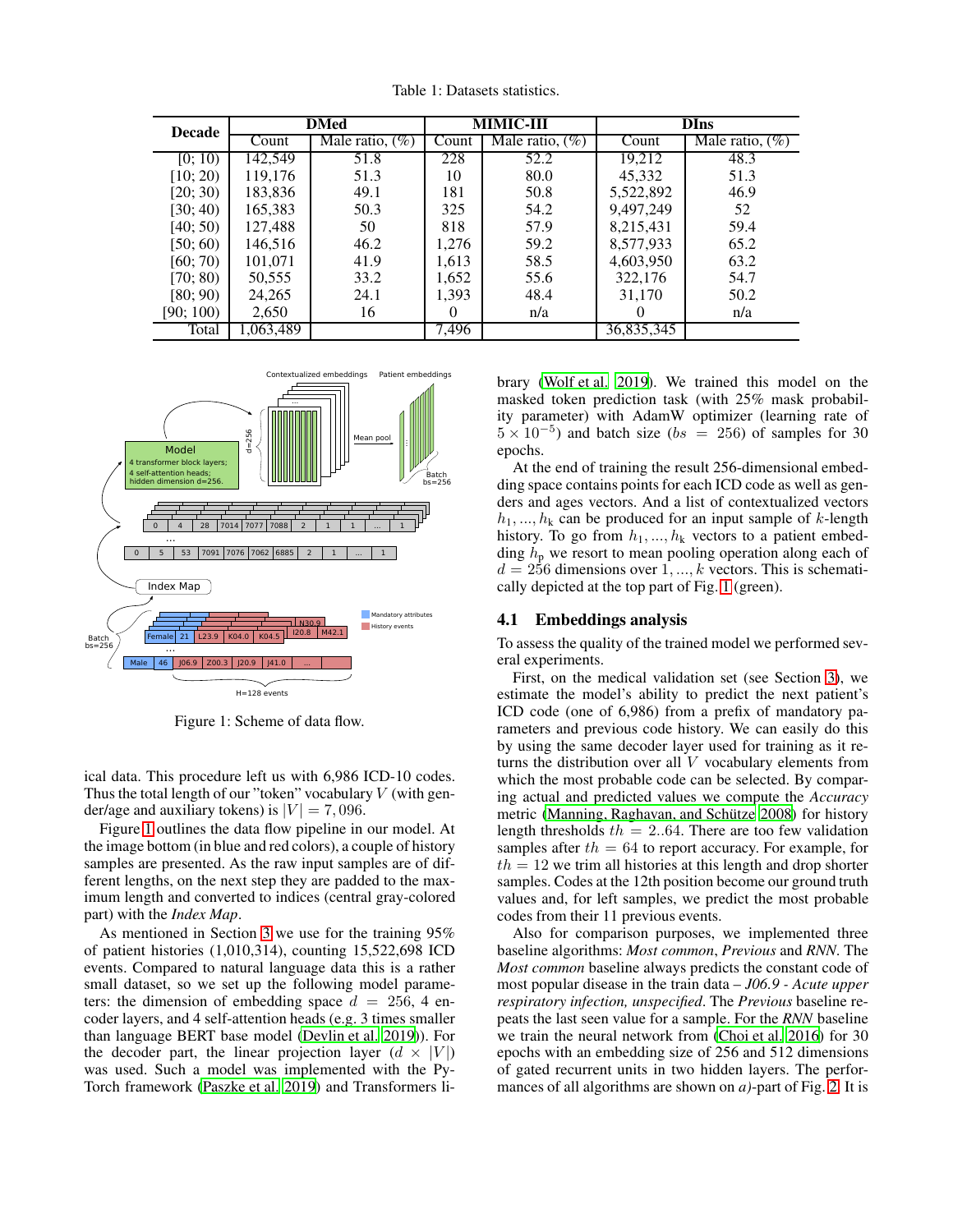Table 1: Datasets statistics.

| Decade | DMed | | MIMIC-III | | DIns | |
|---|---|---|---|---|---|---|
| | Count | Male ratio, (%) | Count | Male ratio, (%) | Count | Male ratio, (%) |
| [0; 10) | 142,549 | 51.8 | 228 | 52.2 | 19,212 | 48.3 |
| [10; 20) | 119,176 | 51.3 | 10 | 80.0 | 45,332 | 51.3 |
| [20; 30) | 183,836 | 49.1 | 181 | 50.8 | 5,522,892 | 46.9 |
| [30; 40) | 165,383 | 50.3 | 325 | 54.2 | 9,497,249 | 52 |
| [40; 50) | 127,488 | 50 | 818 | 57.9 | 8,215,431 | 59.4 |
| [50; 60) | 146,516 | 46.2 | 1,276 | 59.2 | 8,577,933 | 65.2 |
| [60; 70) | 101,071 | 41.9 | 1,613 | 58.5 | 4,603,950 | 63.2 |
| [70; 80) | 50,555 | 33.2 | 1,652 | 55.6 | 322,176 | 54.7 |
| [80; 90) | 24,265 | 24.1 | 1,393 | 48.4 | 31,170 | 50.2 |
| [90; 100) | 2,650 | 16 | 0 | n/a | 0 | n/a |
| Total | 1,063,489 | | 7,496 | | 36,835,345 | |

Figure 1: Scheme of data flow.

ical data. This procedure left us with 6,986 ICD-10 codes. Thus the total length of our "token" vocabulary $V$ (with gender/age and auxiliary tokens) is $|V| = 7,096$.

Figure 1 outlines the data flow pipeline in our model. At the image bottom (in blue and red colors), a couple of history samples are presented. As the raw input samples are of different lengths, on the next step they are padded to the maximum length and converted to indices (central gray-colored part) with the *Index Map*.

As mentioned in Section 3 we use for the training 95% of patient histories (1,010,314), counting 15,522,698 ICD events. Compared to natural language data this is a rather small dataset, so we set up the following model parameters: the dimension of embedding space $d = 256$, 4 encoder layers, and 4 self-attention heads (e.g. 3 times smaller than language BERT base model (Devlin et al. 2019)). For the decoder part, the linear projection layer ($d \times |V|$) was used. Such a model was implemented with the PyTorch framework (Paszke et al. 2019) and Transformers library (Wolf et al. 2019). We trained this model on the masked token prediction task (with 25% mask probability parameter) with AdamW optimizer (learning rate of $5 \times 10^{-5}$) and batch size ($bs = 256$) of samples for 30 epochs.

At the end of training the result 256-dimensional embedding space contains points for each ICD code as well as genders and ages vectors. And a list of contextualized vectors $h_1, ..., h_k$ can be produced for an input sample of $k$-length history. To go from $h_1, ..., h_k$ vectors to a patient embedding $h_p$ we resort to mean pooling operation along each of $d = 256$ dimensions over $1, ..., k$ vectors. This is schematically depicted at the top part of Fig. 1 (green).

### 4.1 Embeddings analysis

To assess the quality of the trained model we performed several experiments.

First, on the medical validation set (see Section 3), we estimate the model's ability to predict the next patient's ICD code (one of 6,986) from a prefix of mandatory parameters and previous code history. We can easily do this by using the same decoder layer used for training as it returns the distribution over all $V$ vocabulary elements from which the most probable code can be selected. By comparing actual and predicted values we compute the *Accuracy* metric (Manning, Raghavan, and Schütze 2008) for history length thresholds $th = 2..64$. There are too few validation samples after $th = 64$ to report accuracy. For example, for $th = 12$ we trim all histories at this length and drop shorter samples. Codes at the 12th position become our ground truth values and, for left samples, we predict the most probable codes from their 11 previous events.

Also for comparison purposes, we implemented three baseline algorithms: *Most common*, *Previous* and *RNN*. The *Most common* baseline always predicts the constant code of most popular disease in the train data – *J06.9 - Acute upper respiratory infection, unspecified*. The *Previous* baseline repeats the last seen value for a sample. For the *RNN* baseline we train the neural network from (Choi et al. 2016) for 30 epochs with an embedding size of 256 and 512 dimensions of gated recurrent units in two hidden layers. The performances of all algorithms are shown on *a)*-part of Fig. 2. It is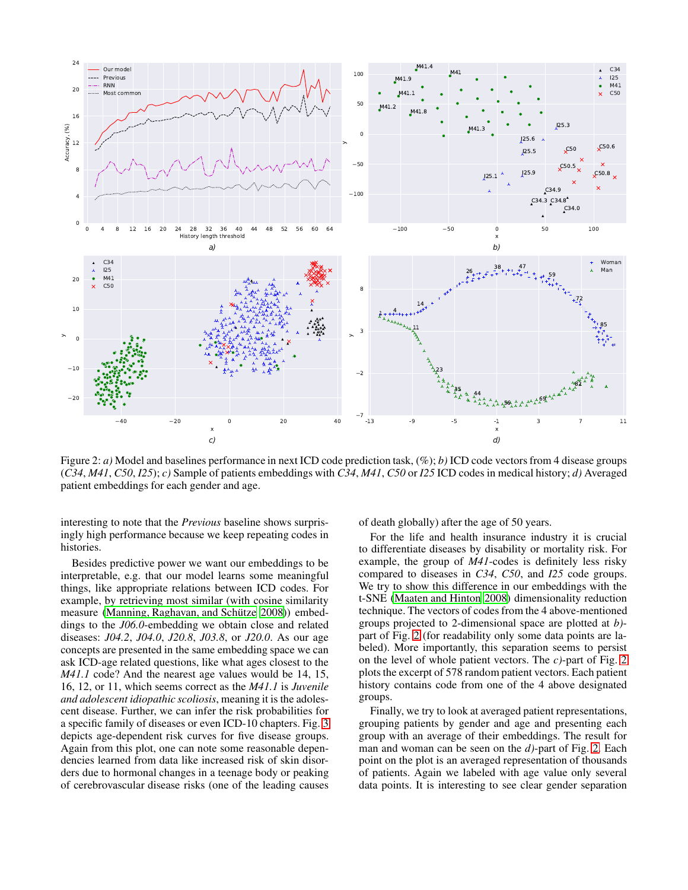Figure 2: *a)* Model and baselines performance in next ICD code prediction task, (%); *b)* ICD code vectors from 4 disease groups (*C34*, *M41*, *C50*, *I25*); *c)* Sample of patients embeddings with *C34*, *M41*, *C50* or *I25* ICD codes in medical history; *d)* Averaged patient embeddings for each gender and age.

interesting to note that the *Previous* baseline shows surprisingly high performance because we keep repeating codes in histories.

Besides predictive power we want our embeddings to be interpretable, e.g. that our model learns some meaningful things, like appropriate relations between ICD codes. For example, by retrieving most similar (with cosine similarity measure (Manning, Raghavan, and Schütze 2008)) embeddings to the *J06.0*-embedding we obtain close and related diseases: *J04.2*, *J04.0*, *J20.8*, *J03.8*, or *J20.0*. As our age concepts are presented in the same embedding space we can ask ICD-age related questions, like what ages closest to the *M41.1* code? And the nearest age values would be 14, 15, 16, 12, or 11, which seems correct as the *M41.1* is *Juvenile and adolescent idiopathic scoliosis*, meaning it is the adolescent disease. Further, we can infer the risk probabilities for a specific family of diseases or even ICD-10 chapters. Fig. 3 depicts age-dependent risk curves for five disease groups. Again from this plot, one can note some reasonable dependencies learned from data like increased risk of skin disorders due to hormonal changes in a teenage body or peaking of cerebrovascular disease risks (one of the leading causes of death globally) after the age of 50 years.

For the life and health insurance industry it is crucial to differentiate diseases by disability or mortality risk. For example, the group of *M41*-codes is definitely less risky compared to diseases in *C34*, *C50*, and *I25* code groups. We try to show this difference in our embeddings with the t-SNE (Maaten and Hinton 2008) dimensionality reduction technique. The vectors of codes from the 4 above-mentioned groups projected to 2-dimensional space are plotted at *b)*-part of Fig. 2 (for readability only some data points are labeled). More importantly, this separation seems to persist on the level of whole patient vectors. The *c)*-part of Fig. 2 plots the excerpt of 578 random patient vectors. Each patient history contains code from one of the 4 above designated groups.

Finally, we try to look at averaged patient representations, grouping patients by gender and age and presenting each group with an average of their embeddings. The result for man and woman can be seen on the *d)*-part of Fig. 2. Each point on the plot is an averaged representation of thousands of patients. Again we labeled with age value only several data points. It is interesting to see clear gender separation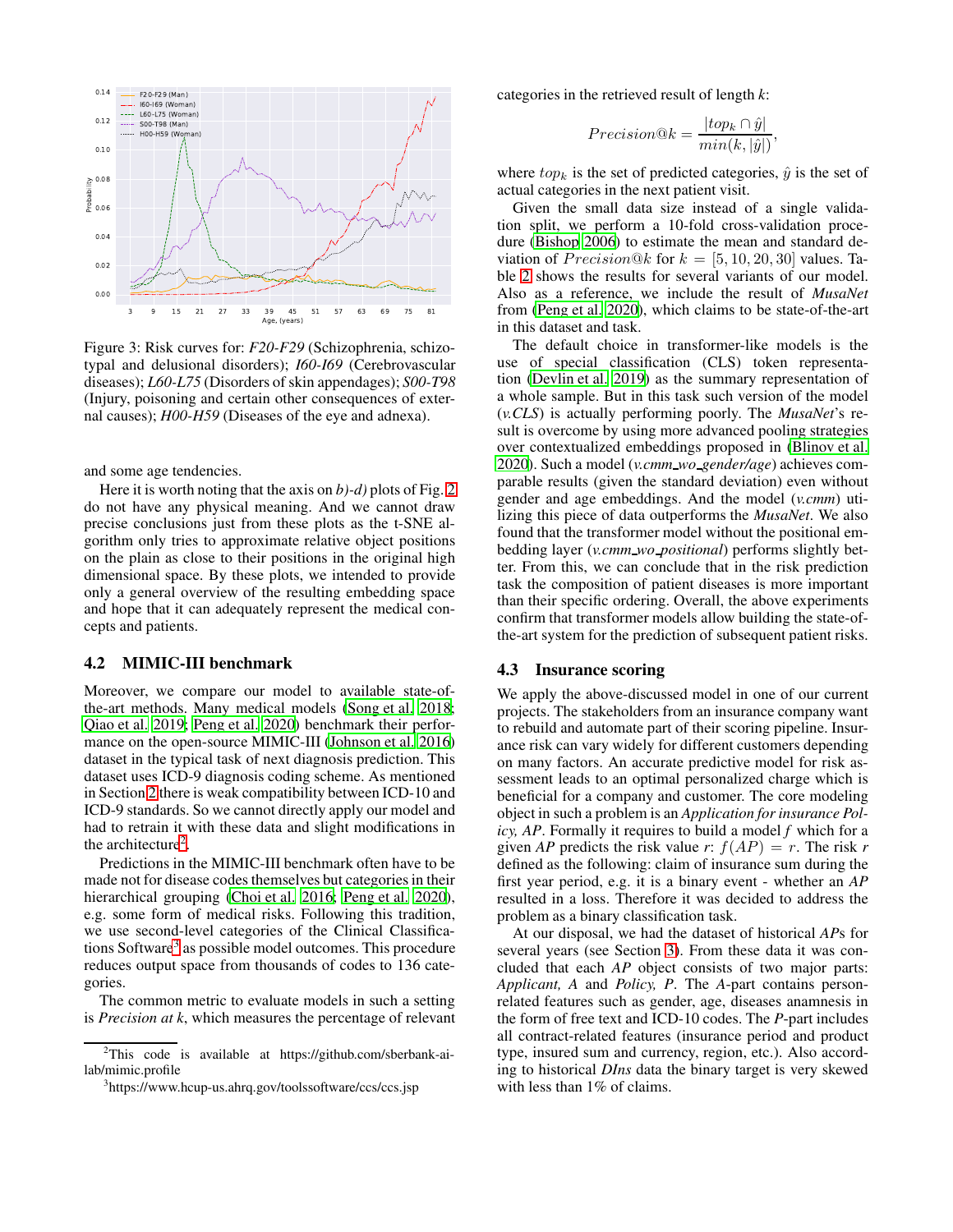Figure 3: Risk curves for: *F20-F29* (Schizophrenia, schizotypal and delusional disorders); *I60-I69* (Cerebrovascular diseases); *L60-L75* (Disorders of skin appendages); *S00-T98* (Injury, poisoning and certain other consequences of external causes); *H00-H59* (Diseases of the eye and adnexa).

and some age tendencies.

Here it is worth noting that the axis on *b)-d)* plots of Fig. 2 do not have any physical meaning. And we cannot draw precise conclusions just from these plots as the t-SNE algorithm only tries to approximate relative object positions on the plain as close to their positions in the original high dimensional space. By these plots, we intended to provide only a general overview of the resulting embedding space and hope that it can adequately represent the medical concepts and patients.

### 4.2 MIMIC-III benchmark

Moreover, we compare our model to available state-of-the-art methods. Many medical models (Song et al. 2018; Qiao et al. 2019; Peng et al. 2020) benchmark their performance on the open-source MIMIC-III (Johnson et al. 2016) dataset in the typical task of next diagnosis prediction. This dataset uses ICD-9 diagnosis coding scheme. As mentioned in Section 2 there is weak compatibility between ICD-10 and ICD-9 standards. So we cannot directly apply our model and had to retrain it with these data and slight modifications in the architecture[2].

Predictions in the MIMIC-III benchmark often have to be made not for disease codes themselves but categories in their hierarchical grouping (Choi et al. 2016; Peng et al. 2020), e.g. some form of medical risks. Following this tradition, we use second-level categories of the Clinical Classifications Software[3] as possible model outcomes. This procedure reduces output space from thousands of codes to 136 categories.

The common metric to evaluate models in such a setting is *Precision at k*, which measures the percentage of relevant categories in the retrieved result of length $k$:

$$Precision@k = \frac{|top_k \cap \hat{y}|}{min(k, |\hat{y}|)},$$

where $top_k$ is the set of predicted categories, $\hat{y}$ is the set of actual categories in the next patient visit.

Given the small data size instead of a single validation split, we perform a 10-fold cross-validation procedure (Bishop 2006) to estimate the mean and standard deviation of $Precision@k$ for $k = [5, 10, 20, 30]$ values. Table 2 shows the results for several variants of our model. Also as a reference, we include the result of *MusaNet* from (Peng et al. 2020), which claims to be state-of-the-art in this dataset and task.

The default choice in transformer-like models is the use of special classification (CLS) token representation (Devlin et al. 2019) as the summary representation of a whole sample. But in this task such version of the model (*v.CLS*) is actually performing poorly. The *MusaNet*'s result is overcome by using more advanced pooling strategies over contextualized embeddings proposed in (Blinov et al. 2020). Such a model (*v.cmm_wo_gender/age*) achieves comparable results (given the standard deviation) even without gender and age embeddings. And the model (*v.cmm*) utilizing this piece of data outperforms the *MusaNet*. We also found that the transformer model without the positional embedding layer (*v.cmm_wo_positional*) performs slightly better. From this, we can conclude that in the risk prediction task the composition of patient diseases is more important than their specific ordering. Overall, the above experiments confirm that transformer models allow building the state-of-the-art system for the prediction of subsequent patient risks.

### 4.3 Insurance scoring

We apply the above-discussed model in one of our current projects. The stakeholders from an insurance company want to rebuild and automate part of their scoring pipeline. Insurance risk can vary widely for different customers depending on many factors. An accurate predictive model for risk assessment leads to an optimal personalized charge which is beneficial for a company and customer. The core modeling object in such a problem is an *Application for insurance Policy, AP*. Formally it requires to build a model $f$ which for a given *AP* predicts the risk value $r$: $f(AP) = r$. The risk $r$ defined as the following: claim of insurance sum during the first year period, e.g. it is a binary event - whether an *AP* resulted in a loss. Therefore it was decided to address the problem as a binary classification task.

At our disposal, we had the dataset of historical *AP*s for several years (see Section 3). From these data it was concluded that each *AP* object consists of two major parts: *Applicant, A* and *Policy, P*. The *A*-part contains person-related features such as gender, age, diseases anamnesis in the form of free text and ICD-10 codes. The *P*-part includes all contract-related features (insurance period and product type, insured sum and currency, region, etc.). Also according to historical *DIns* data the binary target is very skewed with less than 1% of claims.

[2] This code is available at https://github.com/sberbank-ai-lab/mimic.profile

[3] https://www.hcup-us.ahrq.gov/toolssoftware/ccs/ccs.jsp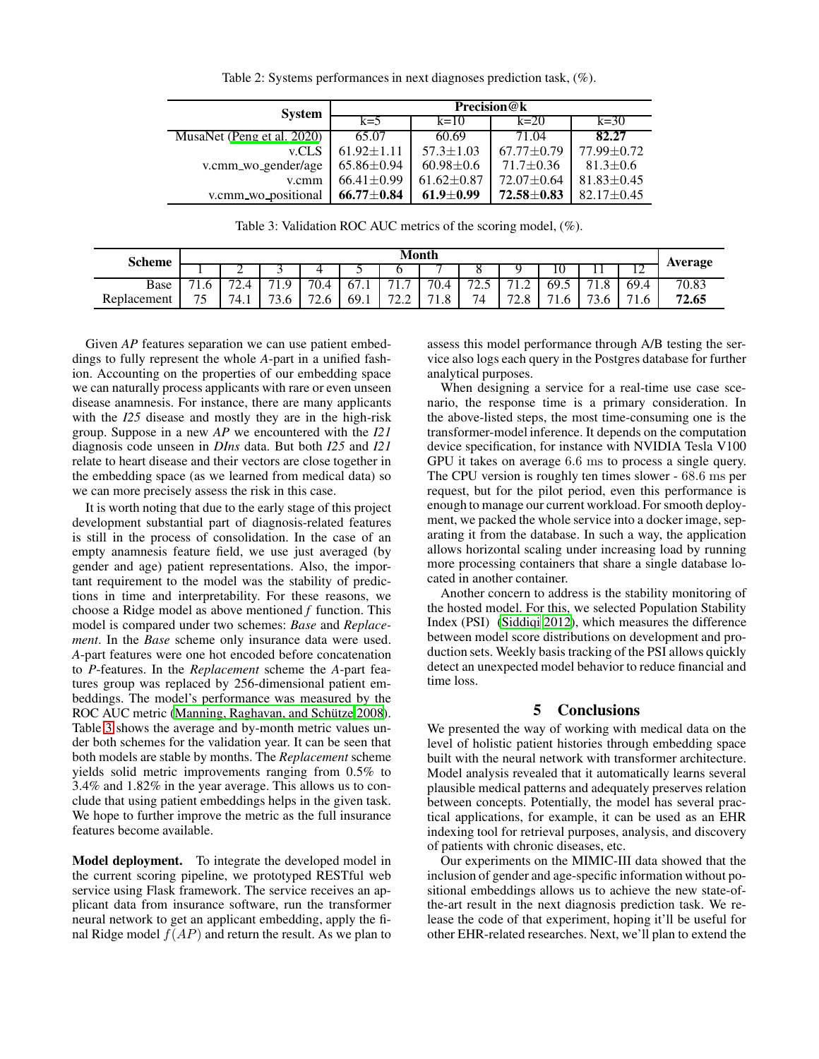Table 2: Systems performances in next diagnoses prediction task, (%).

| System | Precision@k | | | |
|---|---|---|---|---|
| | k=5 | k=10 | k=20 | k=30 |
| MusaNet (Peng et al. 2020) | 65.07 | 60.69 | 71.04 | **82.27** |
| v.CLS | 61.92±1.11 | 57.3±1.03 | 67.77±0.79 | 77.99±0.72 |
| v.cmm_wo_gender/age | 65.86±0.94 | 60.98±0.6 | 71.7±0.36 | 81.3±0.6 |
| v.cmm | 66.41±0.99 | 61.62±0.87 | 72.07±0.64 | 81.83±0.45 |
| v.cmm_wo_positional | **66.77±0.84** | **61.9±0.99** | **72.58±0.83** | 82.17±0.45 |

Table 3: Validation ROC AUC metrics of the scoring model, (%).

| Scheme | Month | | | | | | | | | | | | Average |
|---|---|---|---|---|---|---|---|---|---|---|---|---|---|
| | 1 | 2 | 3 | 4 | 5 | 6 | 7 | 8 | 9 | 10 | 11 | 12 | |
| Base | 71.6 | 72.4 | 71.9 | 70.4 | 67.1 | 71.7 | 70.4 | 72.5 | 71.2 | 69.5 | 71.8 | 69.4 | 70.83 |
| Replacement | 75 | 74.1 | 73.6 | 72.6 | 69.1 | 72.2 | 71.8 | 74 | 72.8 | 71.6 | 73.6 | 71.6 | **72.65** |

Given *AP* features separation we can use patient embeddings to fully represent the whole *A*-part in a unified fashion. Accounting on the properties of our embedding space we can naturally process applicants with rare or even unseen disease anamnesis. For instance, there are many applicants with the *I25* disease and mostly they are in the high-risk group. Suppose in a new *AP* we encountered with the *I21* diagnosis code unseen in *DIns* data. But both *I25* and *I21* relate to heart disease and their vectors are close together in the embedding space (as we learned from medical data) so we can more precisely assess the risk in this case.

It is worth noting that due to the early stage of this project development substantial part of diagnosis-related features is still in the process of consolidation. In the case of an empty anamnesis feature field, we use just averaged (by gender and age) patient representations. Also, the important requirement to the model was the stability of predictions in time and interpretability. For these reasons, we choose a Ridge model as above mentioned *f* function. This model is compared under two schemes: *Base* and *Replacement*. In the *Base* scheme only insurance data were used. *A*-part features were one hot encoded before concatenation to *P*-features. In the *Replacement* scheme the *A*-part features group was replaced by 256-dimensional patient embeddings. The model's performance was measured by the ROC AUC metric (Manning, Raghavan, and Schütze 2008). Table 3 shows the average and by-month metric values under both schemes for the validation year. It can be seen that both models are stable by months. The *Replacement* scheme yields solid metric improvements ranging from 0.5% to 3.4% and 1.82% in the year average. This allows us to conclude that using patient embeddings helps in the given task. We hope to further improve the metric as the full insurance features become available.

**Model deployment.** To integrate the developed model in the current scoring pipeline, we prototyped RESTful web service using Flask framework. The service receives an applicant data from insurance software, run the transformer neural network to get an applicant embedding, apply the final Ridge model $f(AP)$ and return the result. As we plan to assess this model performance through A/B testing the service also logs each query in the Postgres database for further analytical purposes.

When designing a service for a real-time use case scenario, the response time is a primary consideration. In the above-listed steps, the most time-consuming one is the transformer-model inference. It depends on the computation device specification, for instance with NVIDIA Tesla V100 GPU it takes on average $6.6$ ms to process a single query. The CPU version is roughly ten times slower - $68.6$ ms per request, but for the pilot period, even this performance is enough to manage our current workload. For smooth deployment, we packed the whole service into a docker image, separating it from the database. In such a way, the application allows horizontal scaling under increasing load by running more processing containers that share a single database located in another container.

Another concern to address is the stability monitoring of the hosted model. For this, we selected Population Stability Index (PSI) (Siddiqi 2012), which measures the difference between model score distributions on development and production sets. Weekly basis tracking of the PSI allows quickly detect an unexpected model behavior to reduce financial and time loss.

## 5 Conclusions

We presented the way of working with medical data on the level of holistic patient histories through embedding space built with the neural network with transformer architecture. Model analysis revealed that it automatically learns several plausible medical patterns and adequately preserves relation between concepts. Potentially, the model has several practical applications, for example, it can be used as an EHR indexing tool for retrieval purposes, analysis, and discovery of patients with chronic diseases, etc.

Our experiments on the MIMIC-III data showed that the inclusion of gender and age-specific information without positional embeddings allows us to achieve the new state-of-the-art result in the next diagnosis prediction task. We release the code of that experiment, hoping it'll be useful for other EHR-related researches. Next, we'll plan to extend the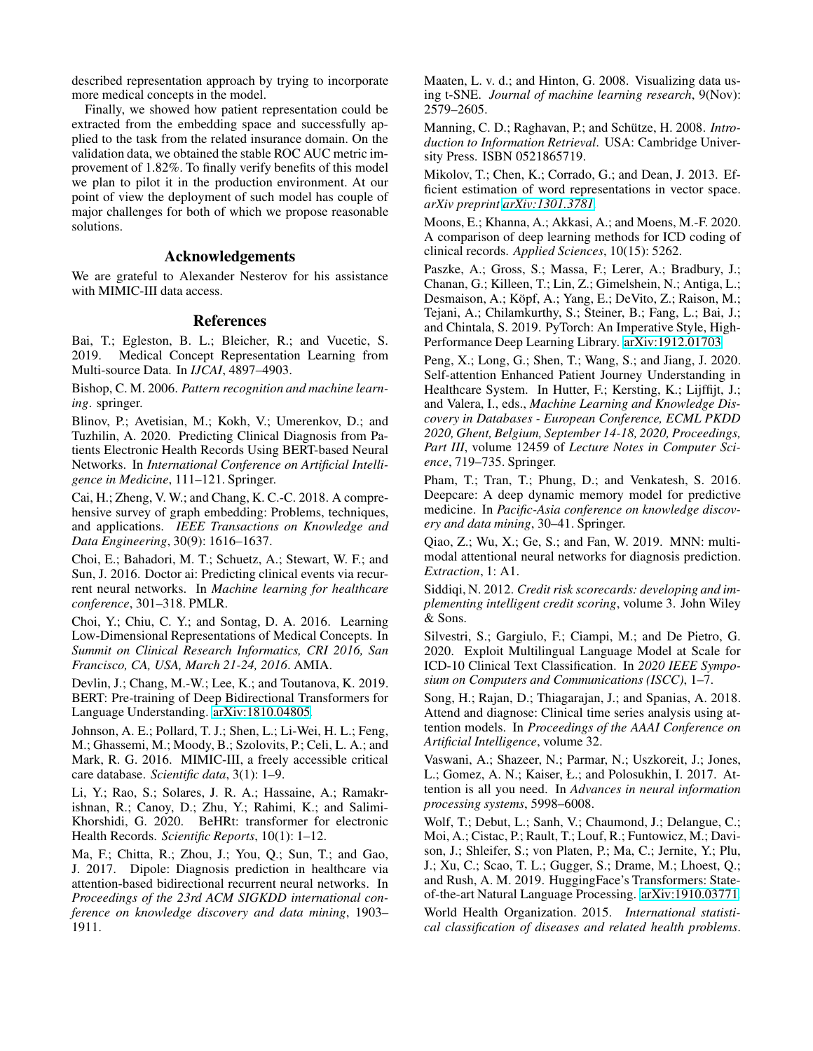described representation approach by trying to incorporate more medical concepts in the model.

Finally, we showed how patient representation could be extracted from the embedding space and successfully applied to the task from the related insurance domain. On the validation data, we obtained the stable ROC AUC metric improvement of 1.82%. To finally verify benefits of this model we plan to pilot it in the production environment. At our point of view the deployment of such model has couple of major challenges for both of which we propose reasonable solutions.

## Acknowledgements

We are grateful to Alexander Nesterov for his assistance with MIMIC-III data access.

## References

Bai, T.; Egleston, B. L.; Bleicher, R.; and Vucetic, S. 2019. Medical Concept Representation Learning from Multi-source Data. In *IJCAI*, 4897–4903.

Bishop, C. M. 2006. *Pattern recognition and machine learning*. springer.

Blinov, P.; Avetisian, M.; Kokh, V.; Umerenkov, D.; and Tuzhilin, A. 2020. Predicting Clinical Diagnosis from Patients Electronic Health Records Using BERT-based Neural Networks. In *International Conference on Artificial Intelligence in Medicine*, 111–121. Springer.

Cai, H.; Zheng, V. W.; and Chang, K. C.-C. 2018. A comprehensive survey of graph embedding: Problems, techniques, and applications. *IEEE Transactions on Knowledge and Data Engineering*, 30(9): 1616–1637.

Choi, E.; Bahadori, M. T.; Schuetz, A.; Stewart, W. F.; and Sun, J. 2016. Doctor ai: Predicting clinical events via recurrent neural networks. In *Machine learning for healthcare conference*, 301–318. PMLR.

Choi, Y.; Chiu, C. Y.; and Sontag, D. A. 2016. Learning Low-Dimensional Representations of Medical Concepts. In *Summit on Clinical Research Informatics, CRI 2016, San Francisco, CA, USA, March 21-24, 2016*. AMIA.

Devlin, J.; Chang, M.-W.; Lee, K.; and Toutanova, K. 2019. BERT: Pre-training of Deep Bidirectional Transformers for Language Understanding. arXiv:1810.04805.

Johnson, A. E.; Pollard, T. J.; Shen, L.; Li-Wei, H. L.; Feng, M.; Ghassemi, M.; Moody, B.; Szolovits, P.; Celi, L. A.; and Mark, R. G. 2016. MIMIC-III, a freely accessible critical care database. *Scientific data*, 3(1): 1–9.

Li, Y.; Rao, S.; Solares, J. R. A.; Hassaine, A.; Ramakrishnan, R.; Canoy, D.; Zhu, Y.; Rahimi, K.; and Salimi-Khorshidi, G. 2020. BeHRt: transformer for electronic Health Records. *Scientific Reports*, 10(1): 1–12.

Ma, F.; Chitta, R.; Zhou, J.; You, Q.; Sun, T.; and Gao, J. 2017. Dipole: Diagnosis prediction in healthcare via attention-based bidirectional recurrent neural networks. In *Proceedings of the 23rd ACM SIGKDD international conference on knowledge discovery and data mining*, 1903–1911.

Maaten, L. v. d.; and Hinton, G. 2008. Visualizing data using t-SNE. *Journal of machine learning research*, 9(Nov): 2579–2605.

Manning, C. D.; Raghavan, P.; and Schütze, H. 2008. *Introduction to Information Retrieval*. USA: Cambridge University Press. ISBN 0521865719.

Mikolov, T.; Chen, K.; Corrado, G.; and Dean, J. 2013. Efficient estimation of word representations in vector space. *arXiv preprint arXiv:1301.3781*.

Moons, E.; Khanna, A.; Akkasi, A.; and Moens, M.-F. 2020. A comparison of deep learning methods for ICD coding of clinical records. *Applied Sciences*, 10(15): 5262.

Paszke, A.; Gross, S.; Massa, F.; Lerer, A.; Bradbury, J.; Chanan, G.; Killeen, T.; Lin, Z.; Gimelshein, N.; Antiga, L.; Desmaison, A.; Köpf, A.; Yang, E.; DeVito, Z.; Raison, M.; Tejani, A.; Chilamkurthy, S.; Steiner, B.; Fang, L.; Bai, J.; and Chintala, S. 2019. PyTorch: An Imperative Style, High-Performance Deep Learning Library. arXiv:1912.01703.

Peng, X.; Long, G.; Shen, T.; Wang, S.; and Jiang, J. 2020. Self-attention Enhanced Patient Journey Understanding in Healthcare System. In Hutter, F.; Kersting, K.; Lijffijt, J.; and Valera, I., eds., *Machine Learning and Knowledge Discovery in Databases - European Conference, ECML PKDD 2020, Ghent, Belgium, September 14-18, 2020, Proceedings, Part III*, volume 12459 of *Lecture Notes in Computer Science*, 719–735. Springer.

Pham, T.; Tran, T.; Phung, D.; and Venkatesh, S. 2016. Deepcare: A deep dynamic memory model for predictive medicine. In *Pacific-Asia conference on knowledge discovery and data mining*, 30–41. Springer.

Qiao, Z.; Wu, X.; Ge, S.; and Fan, W. 2019. MNN: multimodal attentional neural networks for diagnosis prediction. *Extraction*, 1: A1.

Siddiqi, N. 2012. *Credit risk scorecards: developing and implementing intelligent credit scoring*, volume 3. John Wiley & Sons.

Silvestri, S.; Gargiulo, F.; Ciampi, M.; and De Pietro, G. 2020. Exploit Multilingual Language Model at Scale for ICD-10 Clinical Text Classification. In *2020 IEEE Symposium on Computers and Communications (ISCC)*, 1–7.

Song, H.; Rajan, D.; Thiagarajan, J.; and Spanias, A. 2018. Attend and diagnose: Clinical time series analysis using attention models. In *Proceedings of the AAAI Conference on Artificial Intelligence*, volume 32.

Vaswani, A.; Shazeer, N.; Parmar, N.; Uszkoreit, J.; Jones, L.; Gomez, A. N.; Kaiser, Ł.; and Polosukhin, I. 2017. Attention is all you need. In *Advances in neural information processing systems*, 5998–6008.

Wolf, T.; Debut, L.; Sanh, V.; Chaumond, J.; Delangue, C.; Moi, A.; Cistac, P.; Rault, T.; Louf, R.; Funtowicz, M.; Davison, J.; Shleifer, S.; von Platen, P.; Ma, C.; Jernite, Y.; Plu, J.; Xu, C.; Scao, T. L.; Gugger, S.; Drame, M.; Lhoest, Q.; and Rush, A. M. 2019. HuggingFace's Transformers: State-of-the-art Natural Language Processing. arXiv:1910.03771.

World Health Organization. 2015. *International statistical classification of diseases and related health problems*.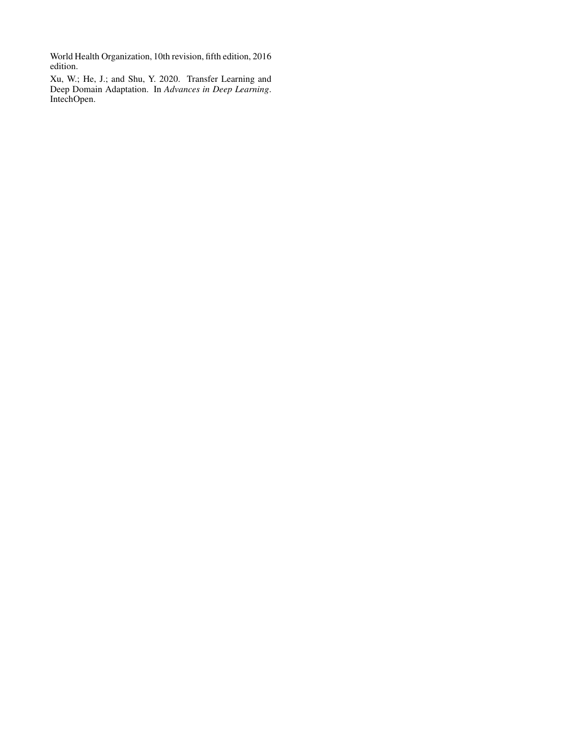World Health Organization, 10th revision, fifth edition, 2016 edition.

Xu, W.; He, J.; and Shu, Y. 2020. Transfer Learning and Deep Domain Adaptation. In *Advances in Deep Learning*. IntechOpen.